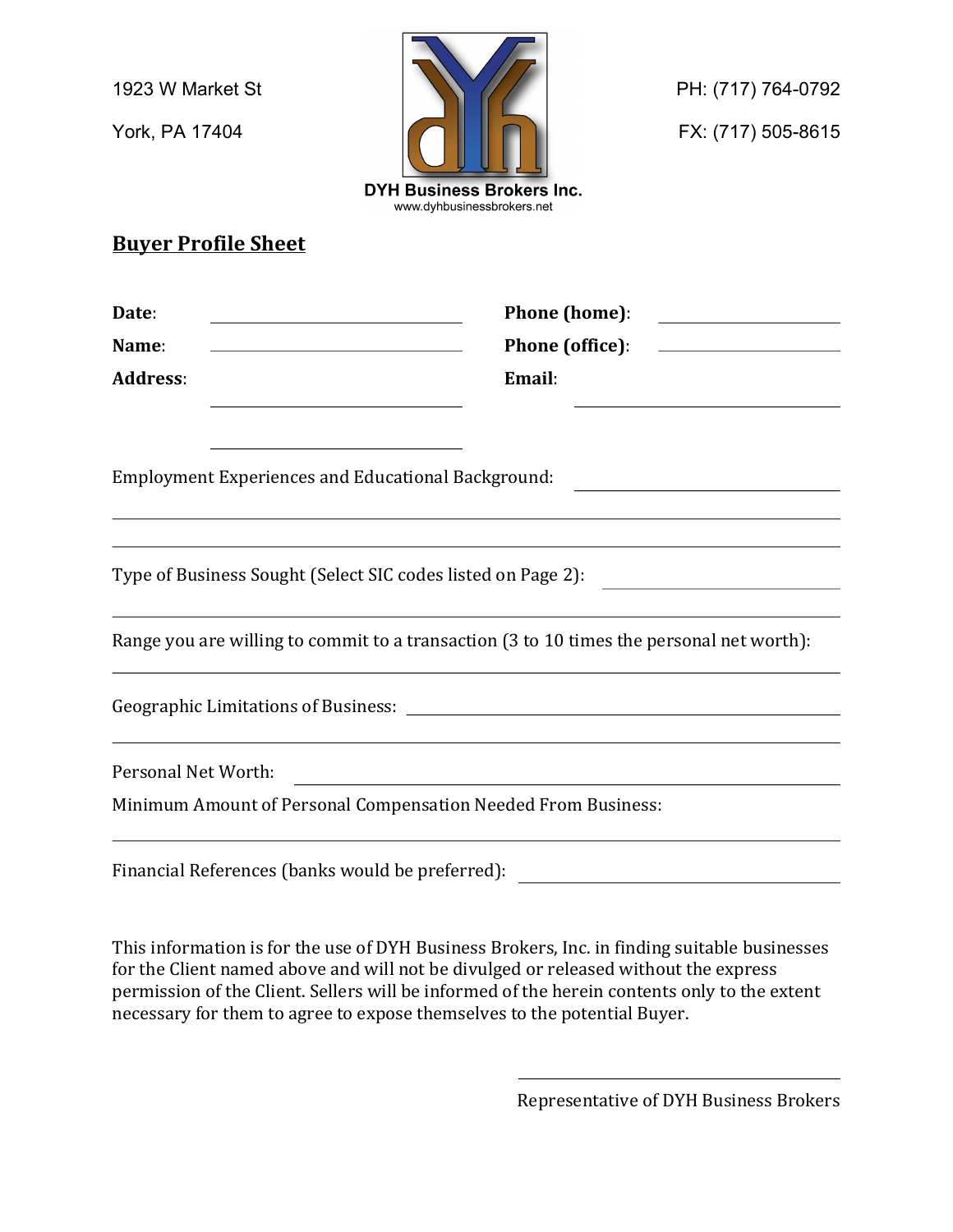1923 W Market St

York, PA 17404

PH: (717) 764-0792

FX: (717) 505-8615

**DYH Business Brokers Inc.**
www.dyhbusinessbrokers.net

## Buyer Profile Sheet

**Date**: ______________________ **Phone (home)**: ______________________

**Name**: ______________________ **Phone (office)**: ______________________

**Address**: ______________________ **Email**: ______________________

______________________

Employment Experiences and Educational Background: ______________________

______________________________________________

______________________________________________

Type of Business Sought (Select SIC codes listed on Page 2): ______________________

______________________________________________

Range you are willing to commit to a transaction (3 to 10 times the personal net worth):

______________________________________________

Geographic Limitations of Business: ______________________

______________________________________________

Personal Net Worth: ______________________

Minimum Amount of Personal Compensation Needed From Business:

______________________________________________

Financial References (banks would be preferred): ______________________

This information is for the use of DYH Business Brokers, Inc. in finding suitable businesses for the Client named above and will not be divulged or released without the express permission of the Client. Sellers will be informed of the herein contents only to the extent necessary for them to agree to expose themselves to the potential Buyer.

______________________

Representative of DYH Business Brokers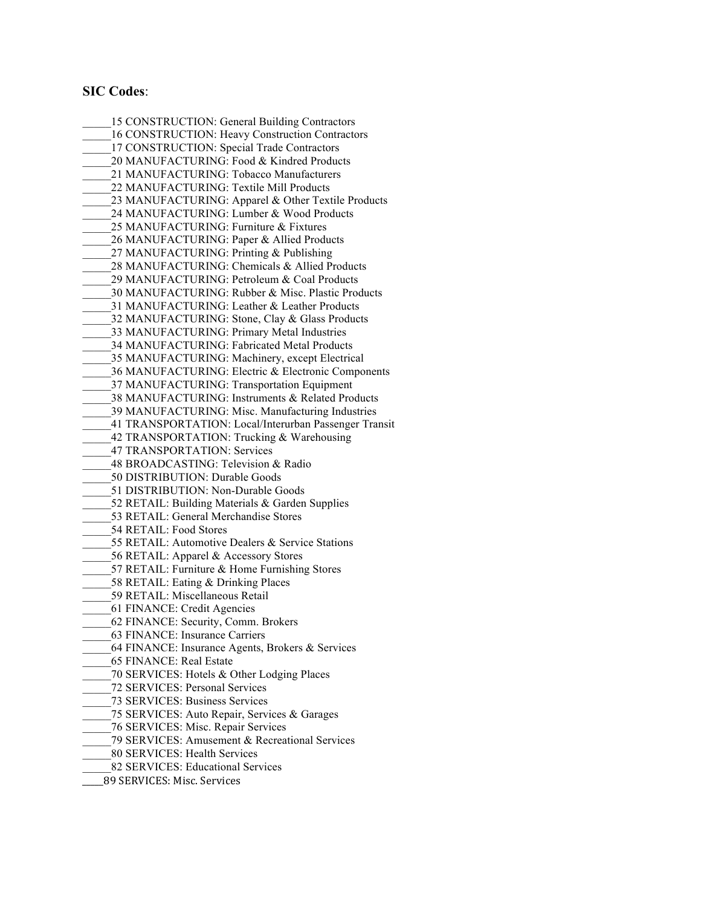**SIC Codes**:

_____15 CONSTRUCTION: General Building Contractors
_____16 CONSTRUCTION: Heavy Construction Contractors
_____17 CONSTRUCTION: Special Trade Contractors
_____20 MANUFACTURING: Food & Kindred Products
_____21 MANUFACTURING: Tobacco Manufacturers
_____22 MANUFACTURING: Textile Mill Products
_____23 MANUFACTURING: Apparel & Other Textile Products
_____24 MANUFACTURING: Lumber & Wood Products
_____25 MANUFACTURING: Furniture & Fixtures
_____26 MANUFACTURING: Paper & Allied Products
_____27 MANUFACTURING: Printing & Publishing
_____28 MANUFACTURING: Chemicals & Allied Products
_____29 MANUFACTURING: Petroleum & Coal Products
_____30 MANUFACTURING: Rubber & Misc. Plastic Products
_____31 MANUFACTURING: Leather & Leather Products
_____32 MANUFACTURING: Stone, Clay & Glass Products
_____33 MANUFACTURING: Primary Metal Industries
_____34 MANUFACTURING: Fabricated Metal Products
_____35 MANUFACTURING: Machinery, except Electrical
_____36 MANUFACTURING: Electric & Electronic Components
_____37 MANUFACTURING: Transportation Equipment
_____38 MANUFACTURING: Instruments & Related Products
_____39 MANUFACTURING: Misc. Manufacturing Industries
_____41 TRANSPORTATION: Local/Interurban Passenger Transit
_____42 TRANSPORTATION: Trucking & Warehousing
_____47 TRANSPORTATION: Services
_____48 BROADCASTING: Television & Radio
_____50 DISTRIBUTION: Durable Goods
_____51 DISTRIBUTION: Non-Durable Goods
_____52 RETAIL: Building Materials & Garden Supplies
_____53 RETAIL: General Merchandise Stores
_____54 RETAIL: Food Stores
_____55 RETAIL: Automotive Dealers & Service Stations
_____56 RETAIL: Apparel & Accessory Stores
_____57 RETAIL: Furniture & Home Furnishing Stores
_____58 RETAIL: Eating & Drinking Places
_____59 RETAIL: Miscellaneous Retail
_____61 FINANCE: Credit Agencies
_____62 FINANCE: Security, Comm. Brokers
_____63 FINANCE: Insurance Carriers
_____64 FINANCE: Insurance Agents, Brokers & Services
_____65 FINANCE: Real Estate
_____70 SERVICES: Hotels & Other Lodging Places
_____72 SERVICES: Personal Services
_____73 SERVICES: Business Services
_____75 SERVICES: Auto Repair, Services & Garages
_____76 SERVICES: Misc. Repair Services
_____79 SERVICES: Amusement & Recreational Services
_____80 SERVICES: Health Services
_____82 SERVICES: Educational Services
____89 SERVICES: Misc. Services